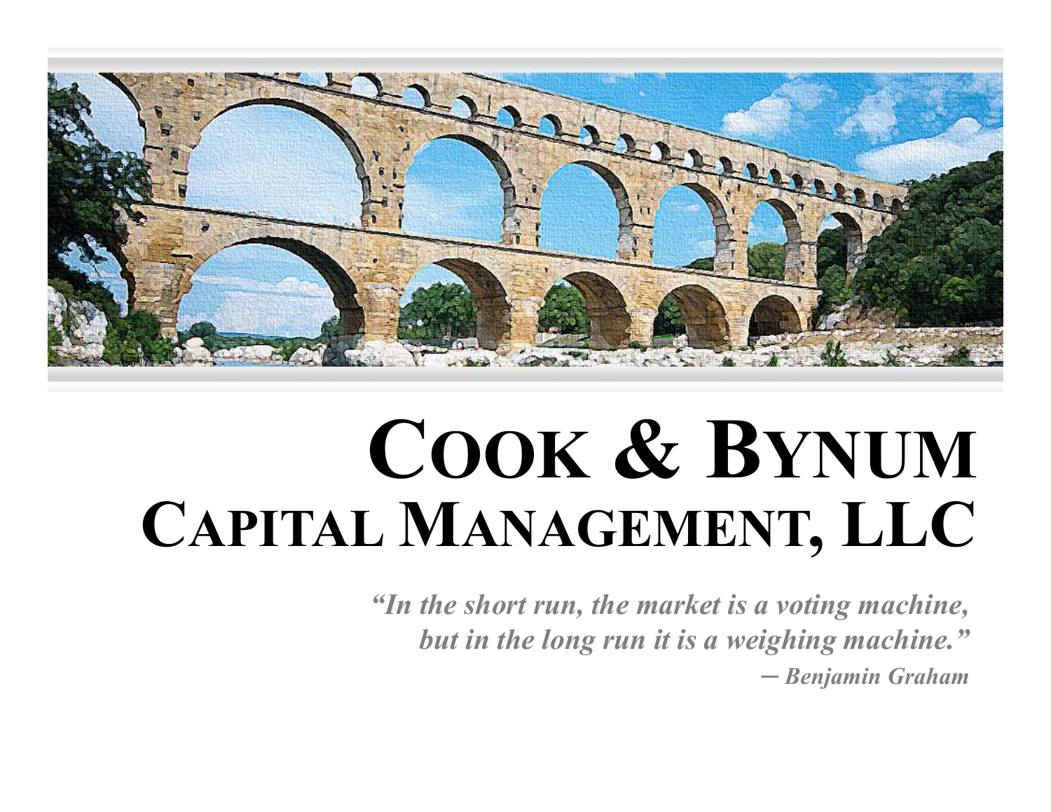# Cook & Bynum
## Capital Management, LLC

*"In the short run, the market is a voting machine, but in the long run it is a weighing machine."*
*– Benjamin Graham*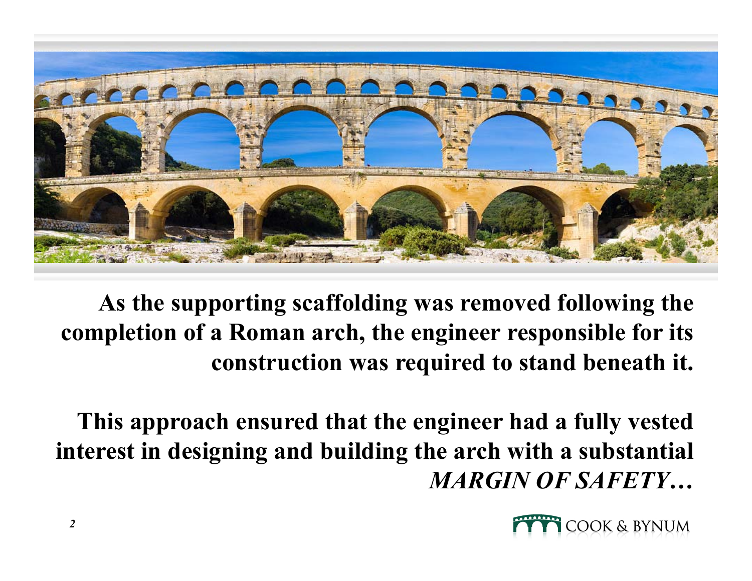**As the supporting scaffolding was removed following the completion of a Roman arch, the engineer responsible for its construction was required to stand beneath it.**

**This approach ensured that the engineer had a fully vested interest in designing and building the arch with a substantial *MARGIN OF SAFETY*…**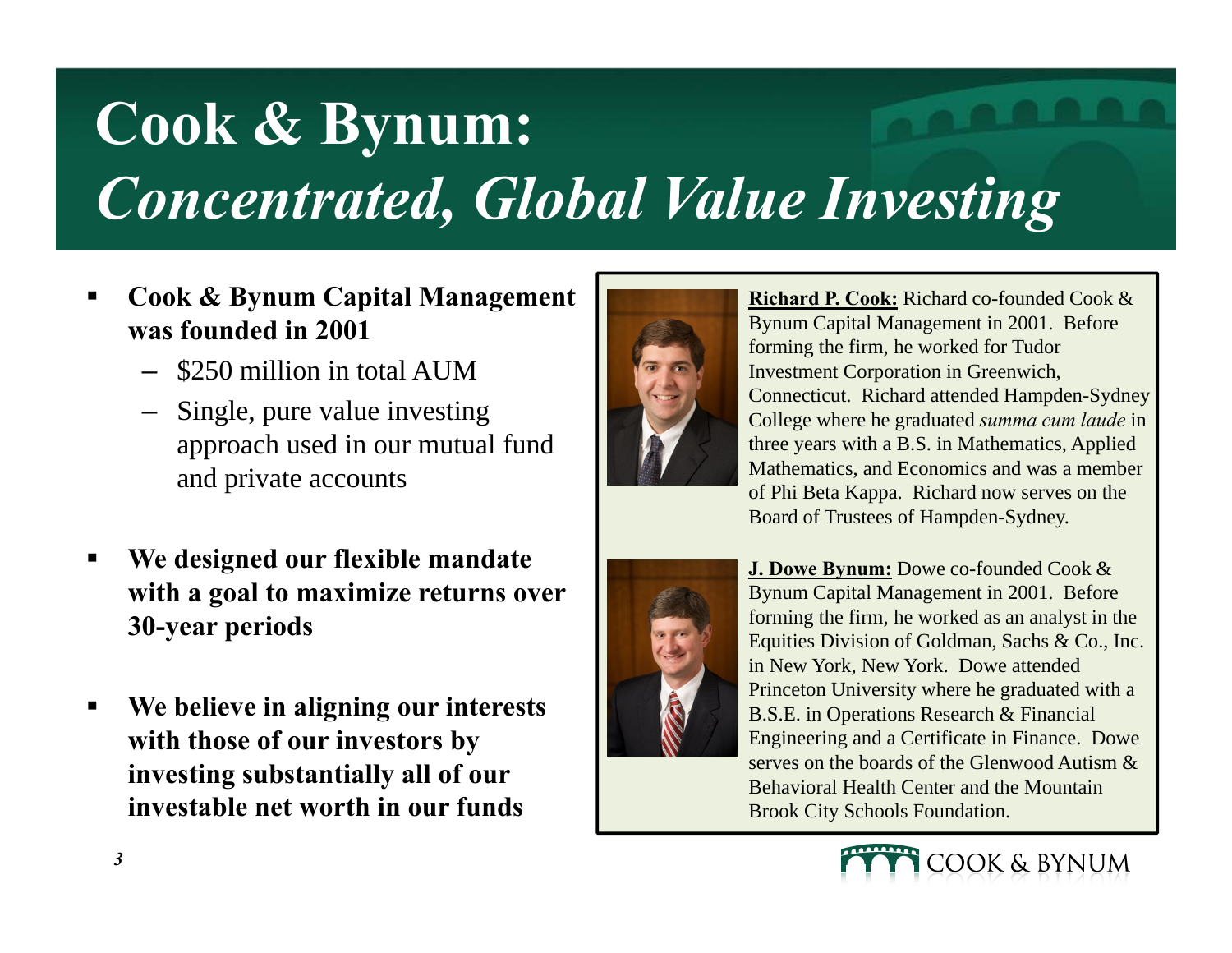# Cook & Bynum: *Concentrated, Global Value Investing*

- **Cook & Bynum Capital Management was founded in 2001**
  - $250 million in total AUM
  - Single, pure value investing approach used in our mutual fund and private accounts
- **We designed our flexible mandate with a goal to maximize returns over 30-year periods**
- **We believe in aligning our interests with those of our investors by investing substantially all of our investable net worth in our funds**

**Richard P. Cook:** Richard co-founded Cook & Bynum Capital Management in 2001. Before forming the firm, he worked for Tudor Investment Corporation in Greenwich, Connecticut. Richard attended Hampden-Sydney College where he graduated *summa cum laude* in three years with a B.S. in Mathematics, Applied Mathematics, and Economics and was a member of Phi Beta Kappa. Richard now serves on the Board of Trustees of Hampden-Sydney.

**J. Dowe Bynum:** Dowe co-founded Cook & Bynum Capital Management in 2001. Before forming the firm, he worked as an analyst in the Equities Division of Goldman, Sachs & Co., Inc. in New York, New York. Dowe attended Princeton University where he graduated with a B.S.E. in Operations Research & Financial Engineering and a Certificate in Finance. Dowe serves on the boards of the Glenwood Autism & Behavioral Health Center and the Mountain Brook City Schools Foundation.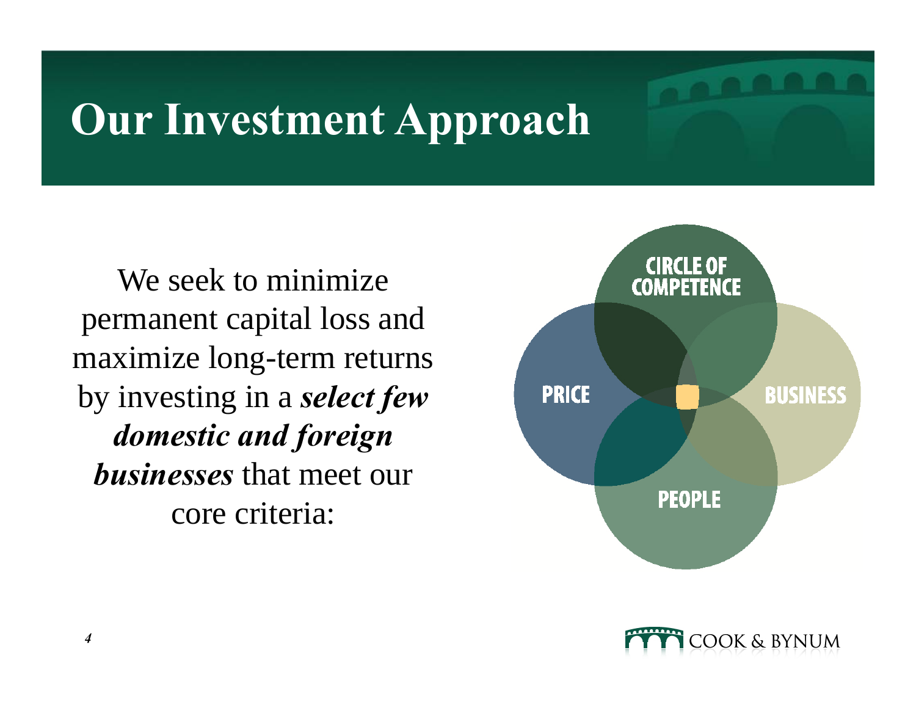# Our Investment Approach

We seek to minimize permanent capital loss and maximize long-term returns by investing in a ***select few domestic and foreign businesses*** that meet our core criteria:

- CIRCLE OF COMPETENCE
- PRICE
- BUSINESS
- PEOPLE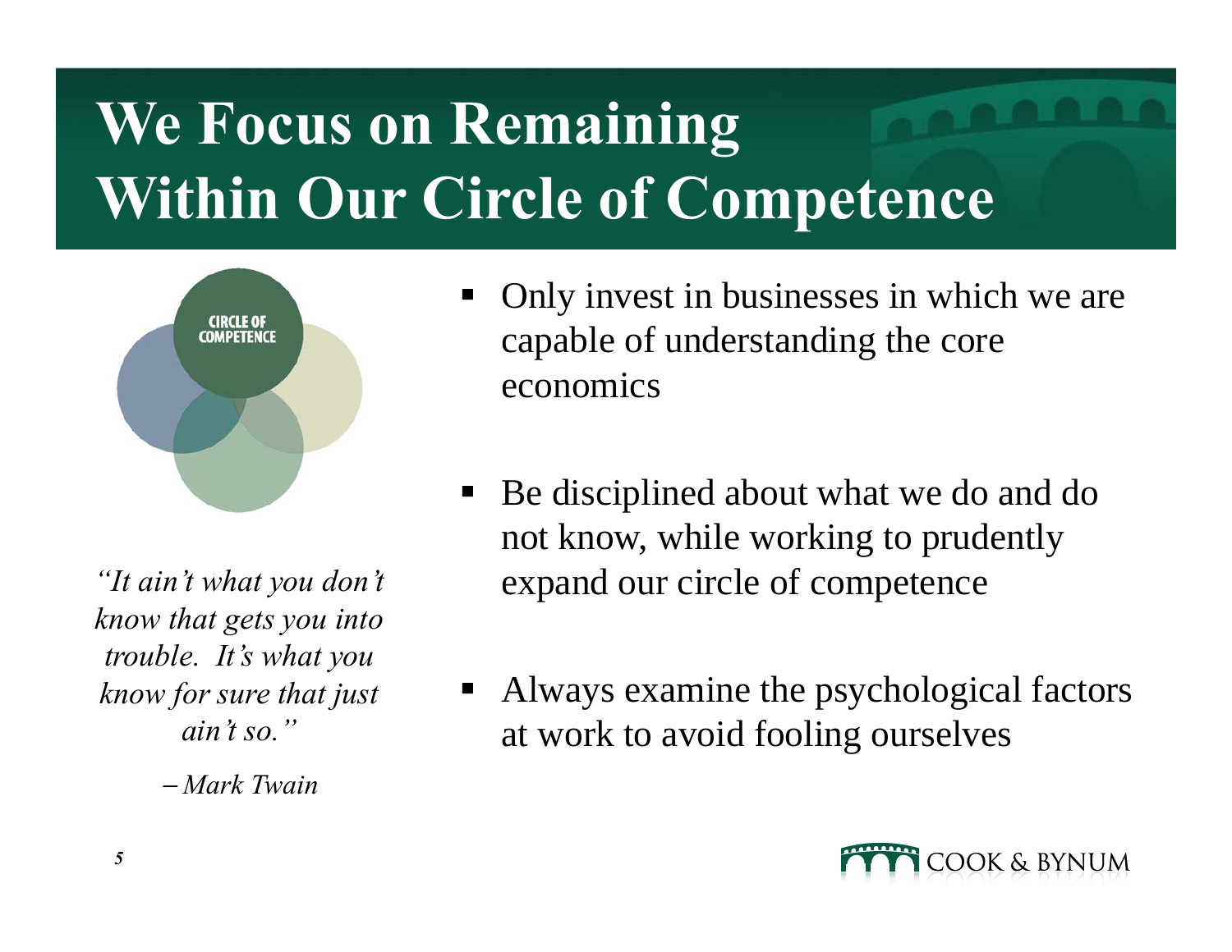# We Focus on Remaining Within Our Circle of Competence

CIRCLE OF COMPETENCE

*"It ain't what you don't know that gets you into trouble. It's what you know for sure that just ain't so."*

*– Mark Twain*

- Only invest in businesses in which we are capable of understanding the core economics
- Be disciplined about what we do and do not know, while working to prudently expand our circle of competence
- Always examine the psychological factors at work to avoid fooling ourselves

COOK & BYNUM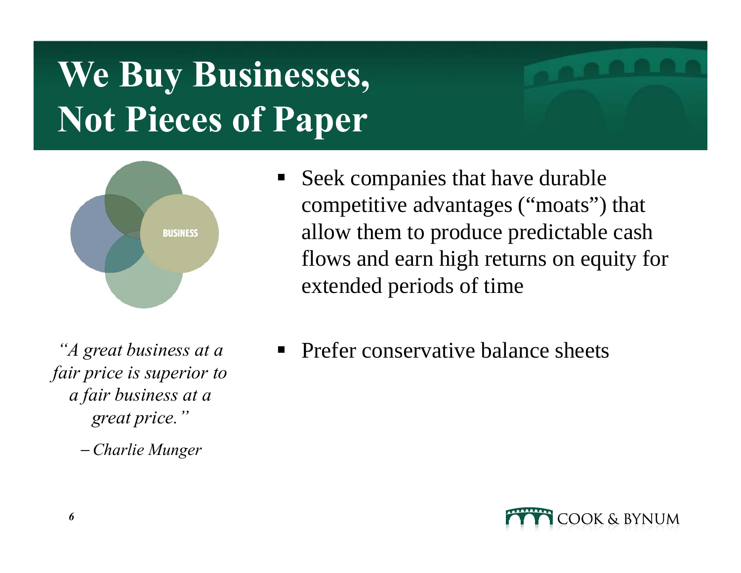# We Buy Businesses, Not Pieces of Paper

- Seek companies that have durable competitive advantages ("moats") that allow them to produce predictable cash flows and earn high returns on equity for extended periods of time

- Prefer conservative balance sheets

*"A great business at a fair price is superior to a fair business at a great price."*

*– Charlie Munger*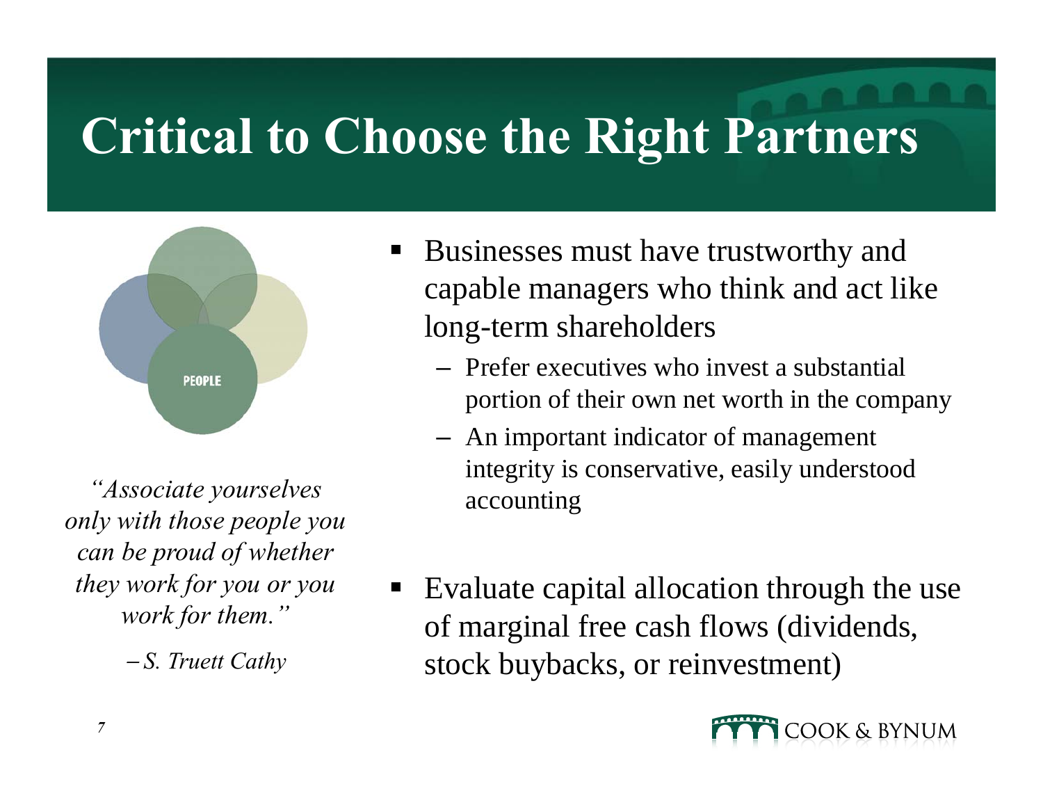# Critical to Choose the Right Partners

PEOPLE

*"Associate yourselves only with those people you can be proud of whether they work for you or you work for them."*

*– S. Truett Cathy*

- Businesses must have trustworthy and capable managers who think and act like long-term shareholders
  - Prefer executives who invest a substantial portion of their own net worth in the company
  - An important indicator of management integrity is conservative, easily understood accounting
- Evaluate capital allocation through the use of marginal free cash flows (dividends, stock buybacks, or reinvestment)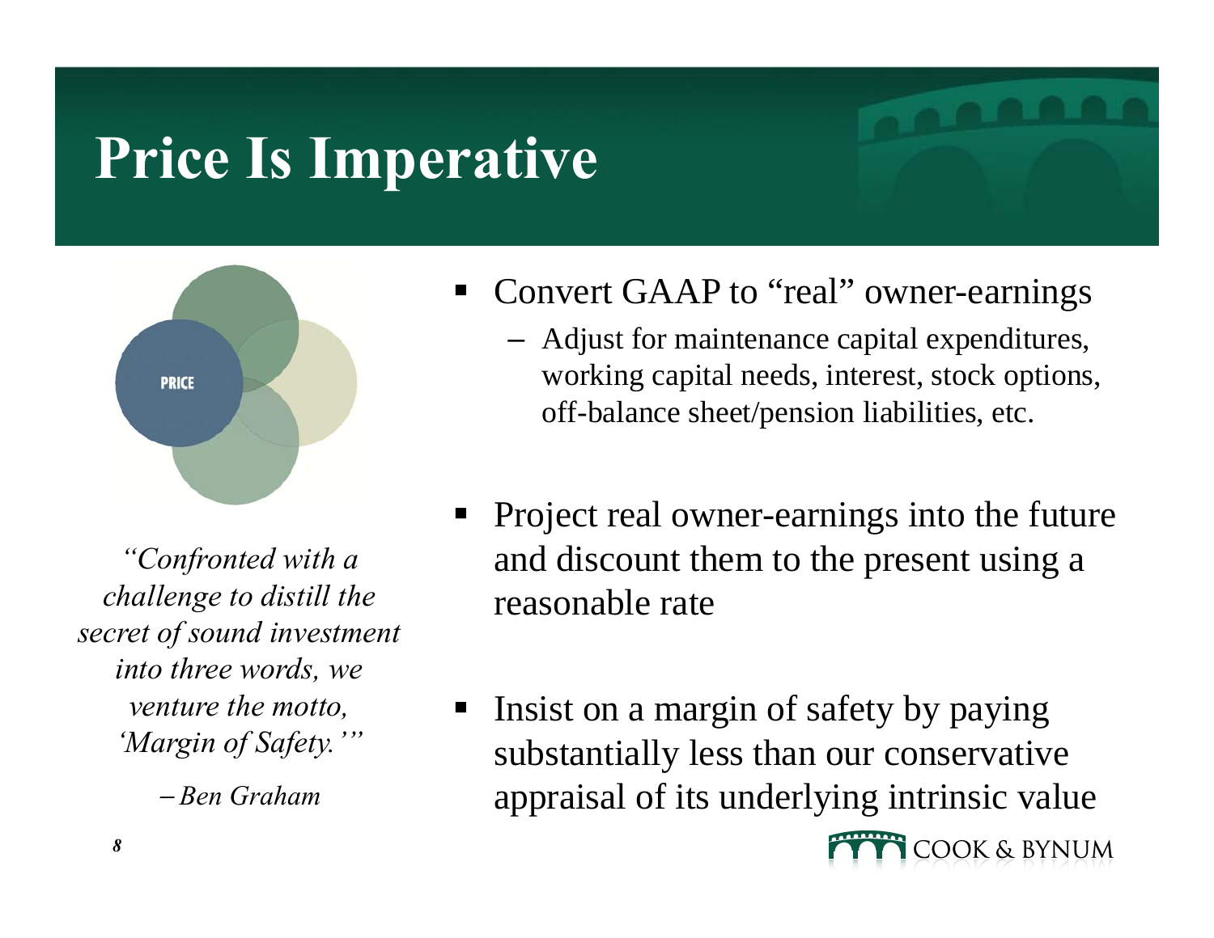# Price Is Imperative

PRICE

*"Confronted with a challenge to distill the secret of sound investment into three words, we venture the motto, 'Margin of Safety.'"*

*– Ben Graham*

- Convert GAAP to "real" owner-earnings
  - Adjust for maintenance capital expenditures, working capital needs, interest, stock options, off-balance sheet/pension liabilities, etc.
- Project real owner-earnings into the future and discount them to the present using a reasonable rate
- Insist on a margin of safety by paying substantially less than our conservative appraisal of its underlying intrinsic value

COOK & BYNUM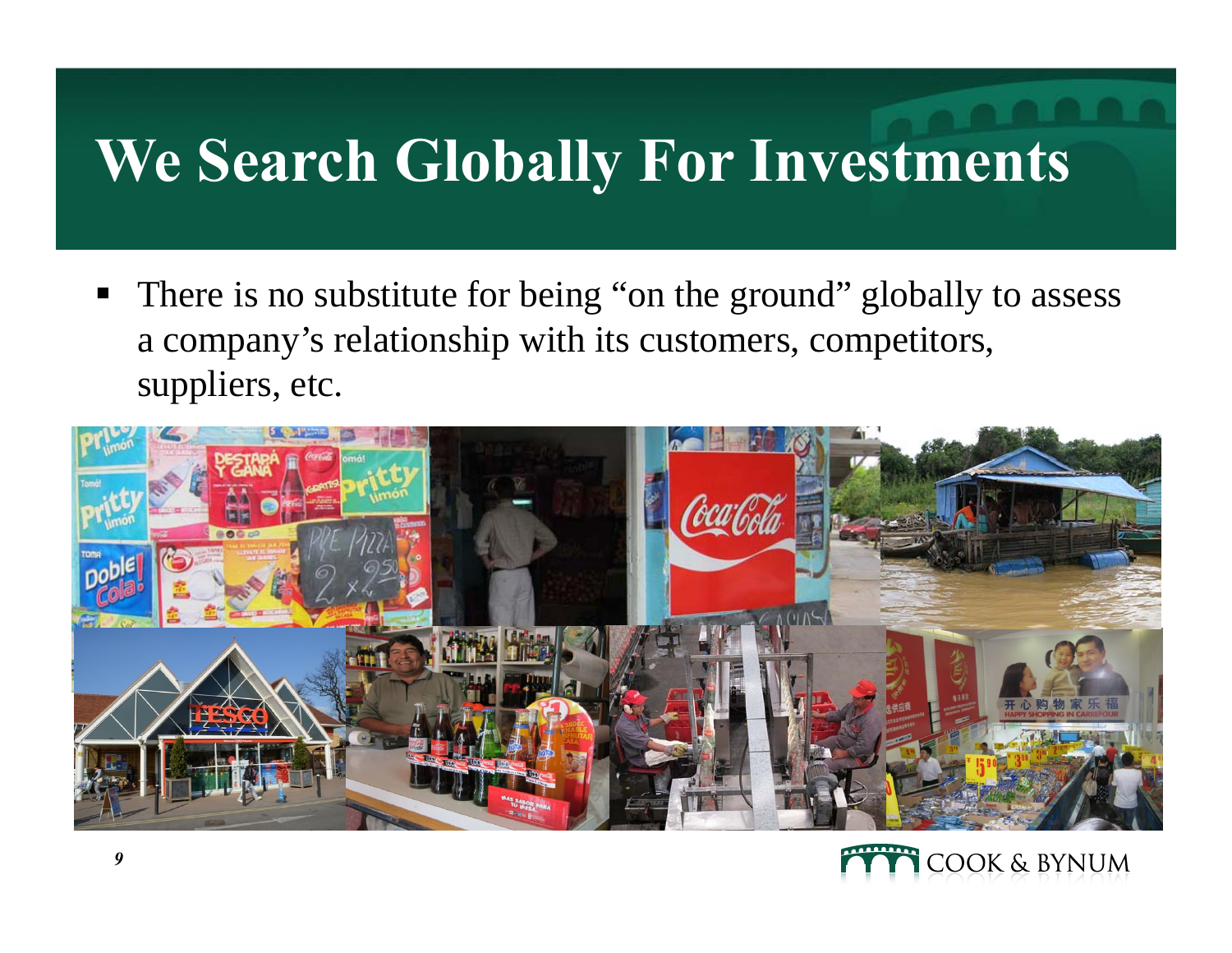# We Search Globally For Investments

- There is no substitute for being "on the ground" globally to assess a company's relationship with its customers, competitors, suppliers, etc.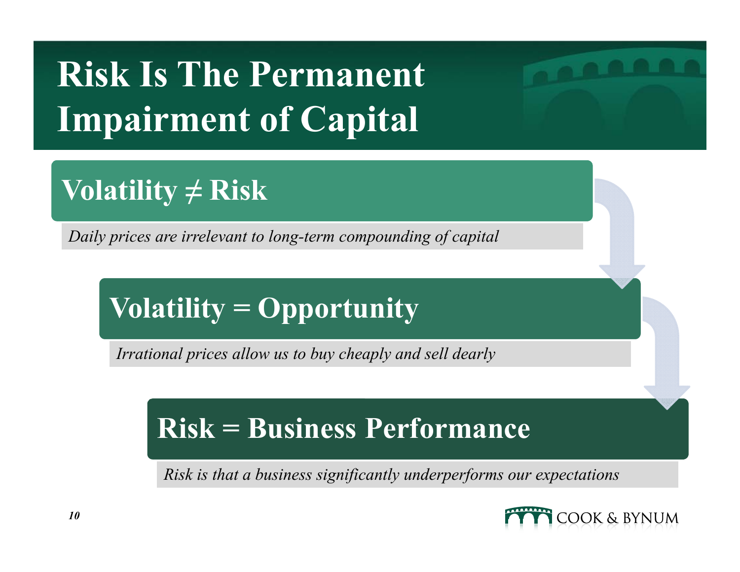# Risk Is The Permanent Impairment of Capital

## Volatility ≠ Risk

*Daily prices are irrelevant to long-term compounding of capital*

## Volatility = Opportunity

*Irrational prices allow us to buy cheaply and sell dearly*

## Risk = Business Performance

*Risk is that a business significantly underperforms our expectations*

COOK & BYNUM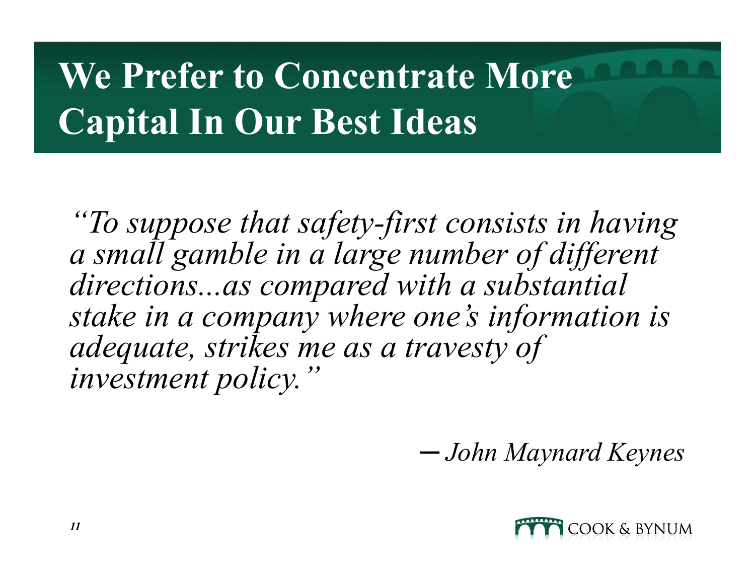# We Prefer to Concentrate More Capital In Our Best Ideas

*"To suppose that safety-first consists in having a small gamble in a large number of different directions...as compared with a substantial stake in a company where one's information is adequate, strikes me as a travesty of investment policy."*

*– John Maynard Keynes*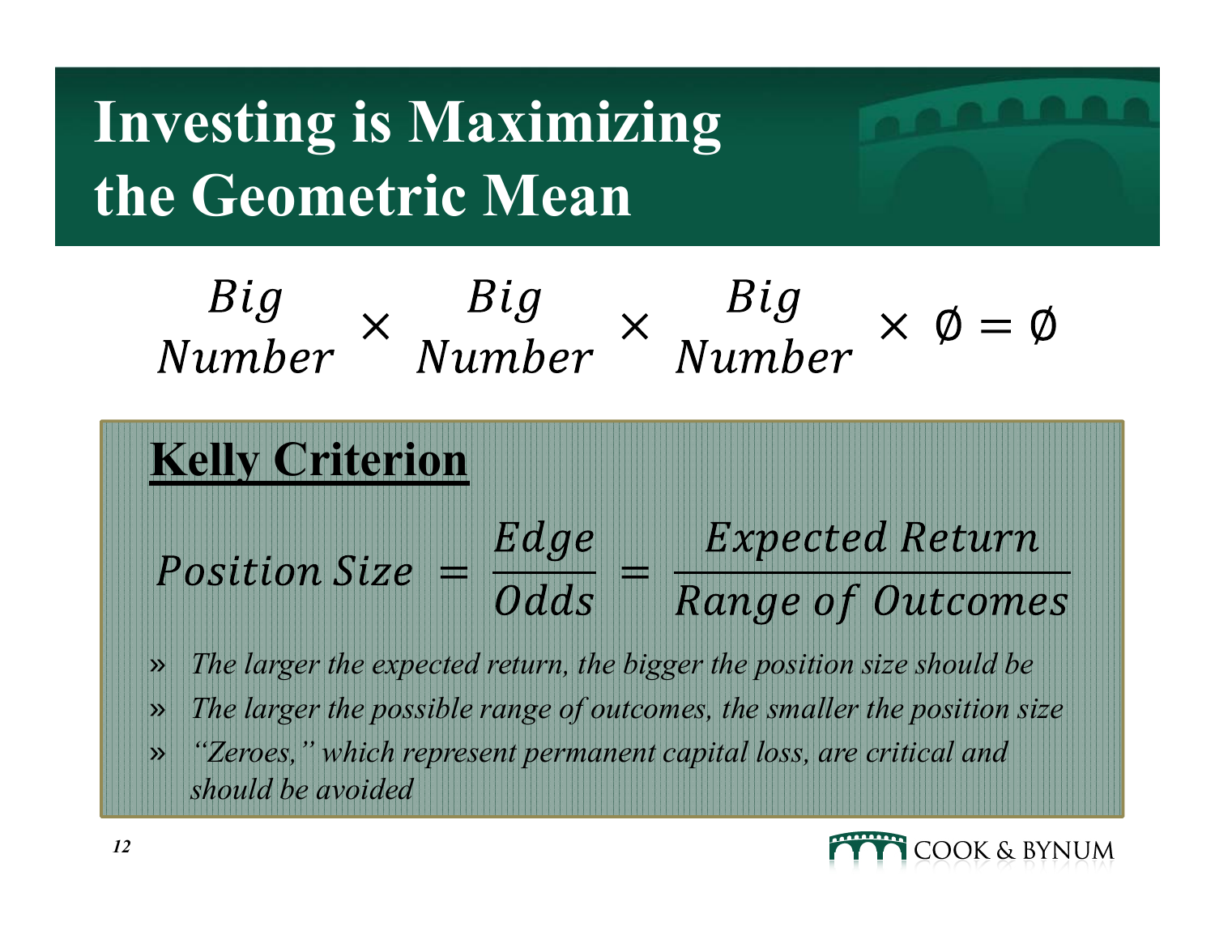# Investing is Maximizing the Geometric Mean

$$\begin{matrix} Big \\ Number \end{matrix} \times \begin{matrix} Big \\ Number \end{matrix} \times \begin{matrix} Big \\ Number \end{matrix} \times \emptyset = \emptyset$$

**Kelly Criterion**

$$Position\ Size = \frac{Edge}{Odds} = \frac{Expected\ Return}{Range\ of\ Outcomes}$$

- *The larger the expected return, the bigger the position size should be*
- *The larger the possible range of outcomes, the smaller the position size*
- *"Zeroes," which represent permanent capital loss, are critical and should be avoided*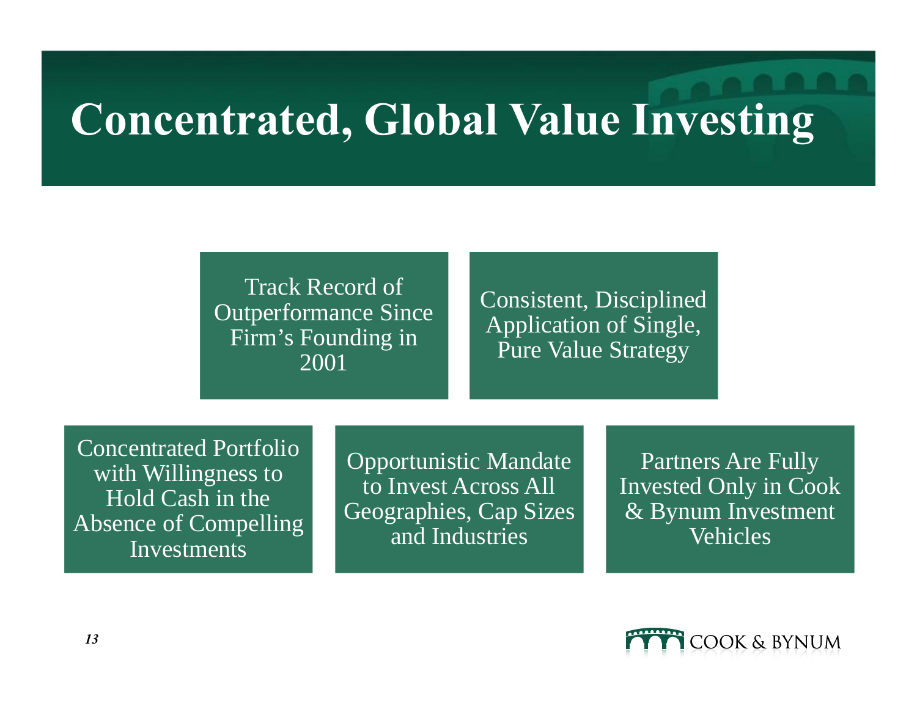# Concentrated, Global Value Investing

- Track Record of Outperformance Since Firm's Founding in 2001
- Consistent, Disciplined Application of Single, Pure Value Strategy
- Concentrated Portfolio with Willingness to Hold Cash in the Absence of Compelling Investments
- Opportunistic Mandate to Invest Across All Geographies, Cap Sizes and Industries
- Partners Are Fully Invested Only in Cook & Bynum Investment Vehicles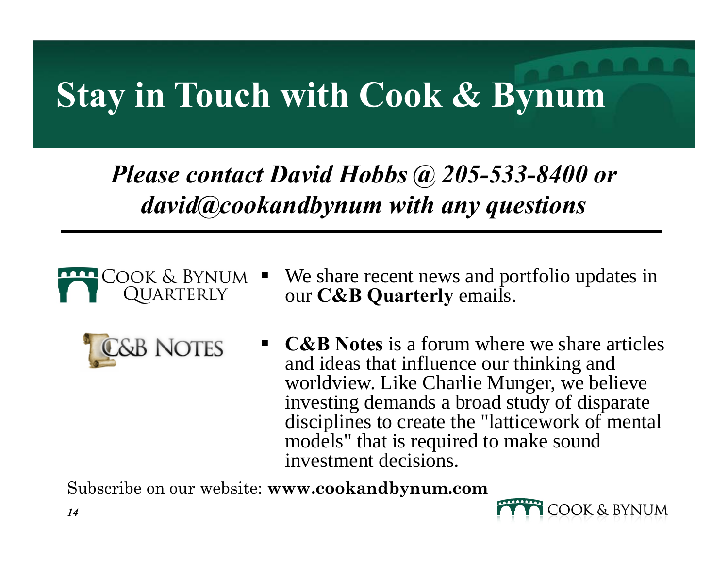# Stay in Touch with Cook & Bynum

***Please contact David Hobbs @ 205-533-8400 or david@cookandbynum with any questions***

---

COOK & BYNUM QUARTERLY

- We share recent news and portfolio updates in our **C&B Quarterly** emails.

C&B NOTES

- **C&B Notes** is a forum where we share articles and ideas that influence our thinking and worldview. Like Charlie Munger, we believe investing demands a broad study of disparate disciplines to create the "latticework of mental models" that is required to make sound investment decisions.

Subscribe on our website: **www.cookandbynum.com**